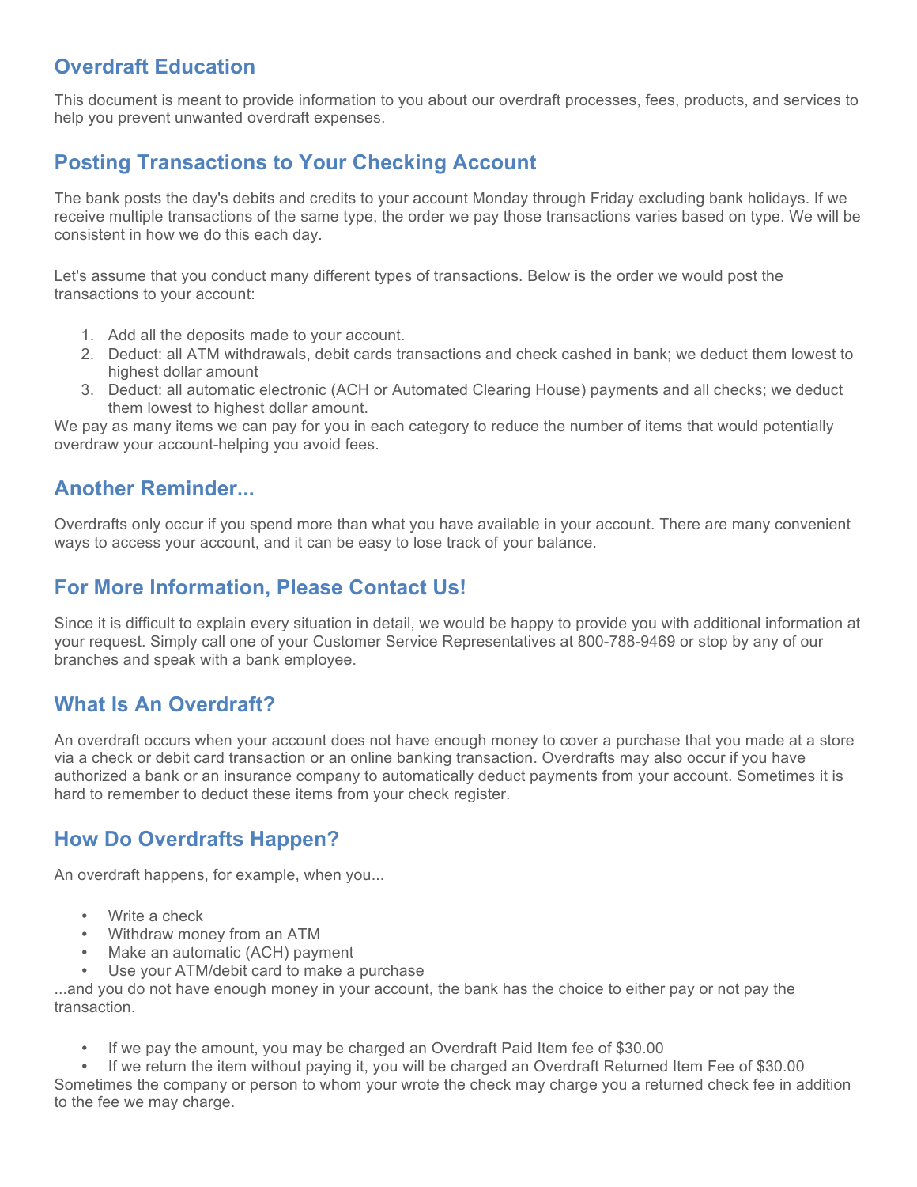## Overdraft Education

This document is meant to provide information to you about our overdraft processes, fees, products, and services to help you prevent unwanted overdraft expenses.

## Posting Transactions to Your Checking Account

The bank posts the day's debits and credits to your account Monday through Friday excluding bank holidays. If we receive multiple transactions of the same type, the order we pay those transactions varies based on type. We will be consistent in how we do this each day.

Let's assume that you conduct many different types of transactions. Below is the order we would post the transactions to your account:

1. Add all the deposits made to your account.
2. Deduct: all ATM withdrawals, debit cards transactions and check cashed in bank; we deduct them lowest to highest dollar amount
3. Deduct: all automatic electronic (ACH or Automated Clearing House) payments and all checks; we deduct them lowest to highest dollar amount.

We pay as many items we can pay for you in each category to reduce the number of items that would potentially overdraw your account-helping you avoid fees.

## Another Reminder...

Overdrafts only occur if you spend more than what you have available in your account. There are many convenient ways to access your account, and it can be easy to lose track of your balance.

## For More Information, Please Contact Us!

Since it is difficult to explain every situation in detail, we would be happy to provide you with additional information at your request. Simply call one of your Customer Service Representatives at 800-788-9469 or stop by any of our branches and speak with a bank employee.

## What Is An Overdraft?

An overdraft occurs when your account does not have enough money to cover a purchase that you made at a store via a check or debit card transaction or an online banking transaction. Overdrafts may also occur if you have authorized a bank or an insurance company to automatically deduct payments from your account. Sometimes it is hard to remember to deduct these items from your check register.

## How Do Overdrafts Happen?

An overdraft happens, for example, when you...

- Write a check
- Withdraw money from an ATM
- Make an automatic (ACH) payment
- Use your ATM/debit card to make a purchase

...and you do not have enough money in your account, the bank has the choice to either pay or not pay the transaction.

- If we pay the amount, you may be charged an Overdraft Paid Item fee of $30.00
- If we return the item without paying it, you will be charged an Overdraft Returned Item Fee of $30.00

Sometimes the company or person to whom your wrote the check may charge you a returned check fee in addition to the fee we may charge.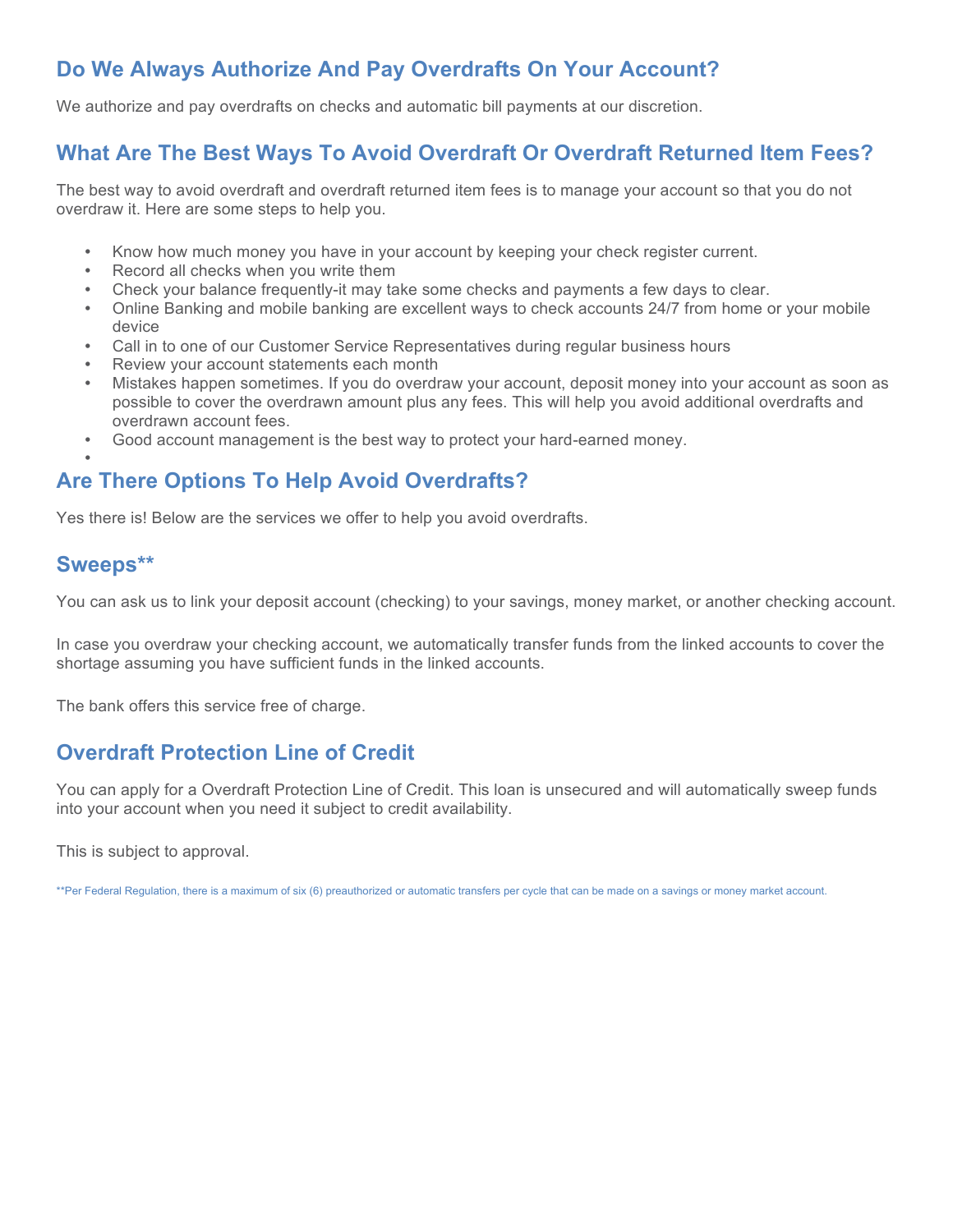## Do We Always Authorize And Pay Overdrafts On Your Account?

We authorize and pay overdrafts on checks and automatic bill payments at our discretion.

## What Are The Best Ways To Avoid Overdraft Or Overdraft Returned Item Fees?

The best way to avoid overdraft and overdraft returned item fees is to manage your account so that you do not overdraw it. Here are some steps to help you.

- Know how much money you have in your account by keeping your check register current.
- Record all checks when you write them
- Check your balance frequently-it may take some checks and payments a few days to clear.
- Online Banking and mobile banking are excellent ways to check accounts 24/7 from home or your mobile device
- Call in to one of our Customer Service Representatives during regular business hours
- Review your account statements each month
- Mistakes happen sometimes. If you do overdraw your account, deposit money into your account as soon as possible to cover the overdrawn amount plus any fees. This will help you avoid additional overdrafts and overdrawn account fees.
- Good account management is the best way to protect your hard-earned money.

## Are There Options To Help Avoid Overdrafts?

Yes there is! Below are the services we offer to help you avoid overdrafts.

## Sweeps**

You can ask us to link your deposit account (checking) to your savings, money market, or another checking account.

In case you overdraw your checking account, we automatically transfer funds from the linked accounts to cover the shortage assuming you have sufficient funds in the linked accounts.

The bank offers this service free of charge.

## Overdraft Protection Line of Credit

You can apply for a Overdraft Protection Line of Credit. This loan is unsecured and will automatically sweep funds into your account when you need it subject to credit availability.

This is subject to approval.

**Per Federal Regulation, there is a maximum of six (6) preauthorized or automatic transfers per cycle that can be made on a savings or money market account.